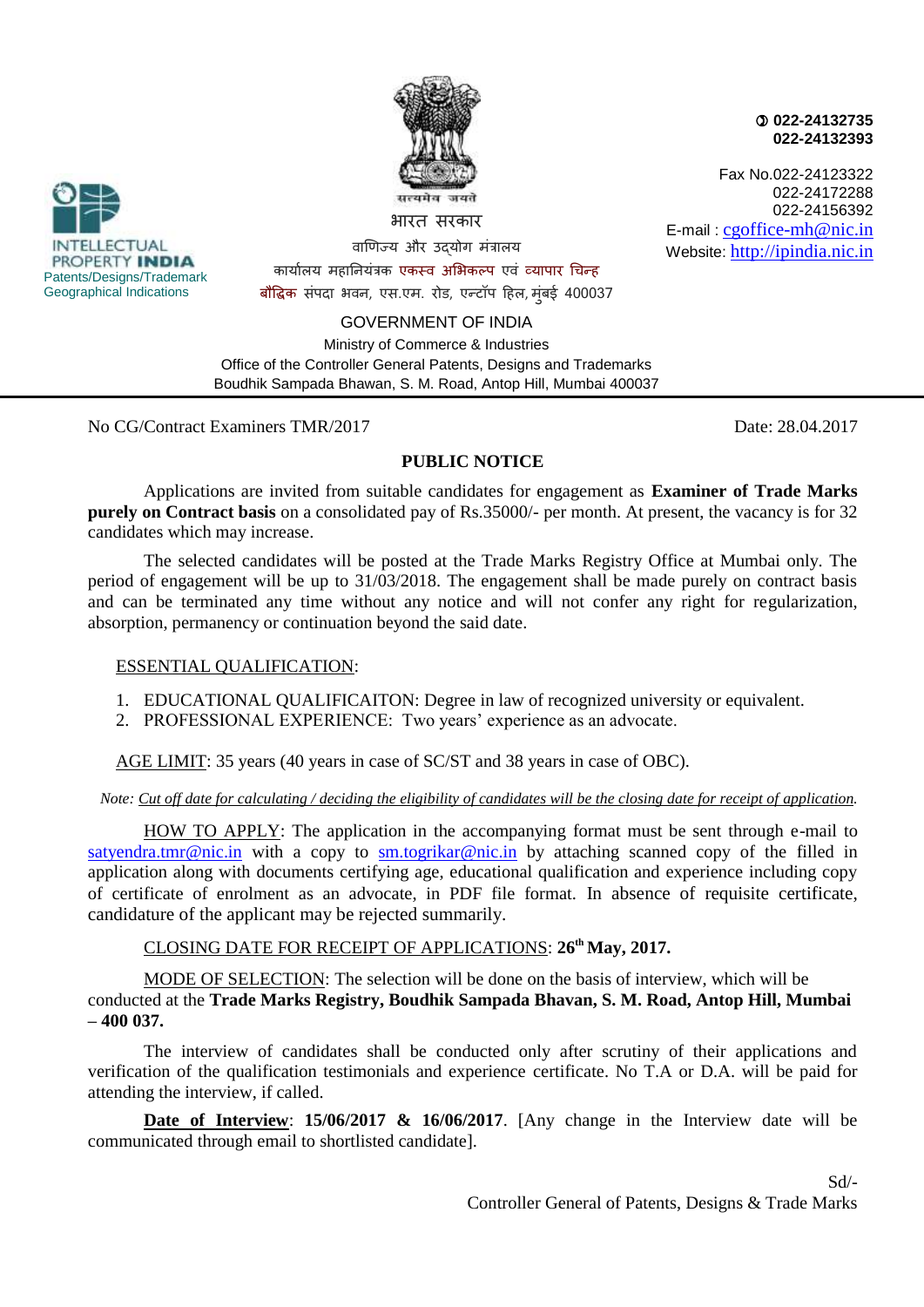INTELLECTUAL PROPERTY INDIA
Patents/Designs/Trademark
Geographical Indications

सत्यमेव जयते

भारत सरकार
वाणिज्य और उद्योग मंत्रालय
कार्यालय महानियंत्रक एकस्व अभिकल्प एवं व्यापार चिन्ह
बौद्धिक संपदा भवन, एस.एम. रोड, एन्टॉप हिल, मुंबई 400037

✆ 022-24132735
022-24132393

Fax No.022-24123322
022-24172288
022-24156392
E-mail : cgoffice-mh@nic.in
Website: http://ipindia.nic.in

GOVERNMENT OF INDIA
Ministry of Commerce & Industries
Office of the Controller General Patents, Designs and Trademarks
Boudhik Sampada Bhawan, S. M. Road, Antop Hill, Mumbai 400037

---

No CG/Contract Examiners TMR/2017 Date: 28.04.2017

## PUBLIC NOTICE

Applications are invited from suitable candidates for engagement as **Examiner of Trade Marks purely on Contract basis** on a consolidated pay of Rs.35000/- per month. At present, the vacancy is for 32 candidates which may increase.

The selected candidates will be posted at the Trade Marks Registry Office at Mumbai only. The period of engagement will be up to 31/03/2018. The engagement shall be made purely on contract basis and can be terminated any time without any notice and will not confer any right for regularization, absorption, permanency or continuation beyond the said date.

ESSENTIAL QUALIFICATION:

1. EDUCATIONAL QUALIFICAITON: Degree in law of recognized university or equivalent.
2. PROFESSIONAL EXPERIENCE: Two years' experience as an advocate.

AGE LIMIT: 35 years (40 years in case of SC/ST and 38 years in case of OBC).

*Note: Cut off date for calculating / deciding the eligibility of candidates will be the closing date for receipt of application.*

HOW TO APPLY: The application in the accompanying format must be sent through e-mail to satyendra.tmr@nic.in with a copy to sm.togrikar@nic.in by attaching scanned copy of the filled in application along with documents certifying age, educational qualification and experience including copy of certificate of enrolment as an advocate, in PDF file format. In absence of requisite certificate, candidature of the applicant may be rejected summarily.

CLOSING DATE FOR RECEIPT OF APPLICATIONS: **26th May, 2017.**

MODE OF SELECTION: The selection will be done on the basis of interview, which will be conducted at the **Trade Marks Registry, Boudhik Sampada Bhawan, S. M. Road, Antop Hill, Mumbai – 400 037.**

The interview of candidates shall be conducted only after scrutiny of their applications and verification of the qualification testimonials and experience certificate. No T.A or D.A. will be paid for attending the interview, if called.

**Date of Interview**: **15/06/2017 & 16/06/2017**. [Any change in the Interview date will be communicated through email to shortlisted candidate].

Sd/-
Controller General of Patents, Designs & Trade Marks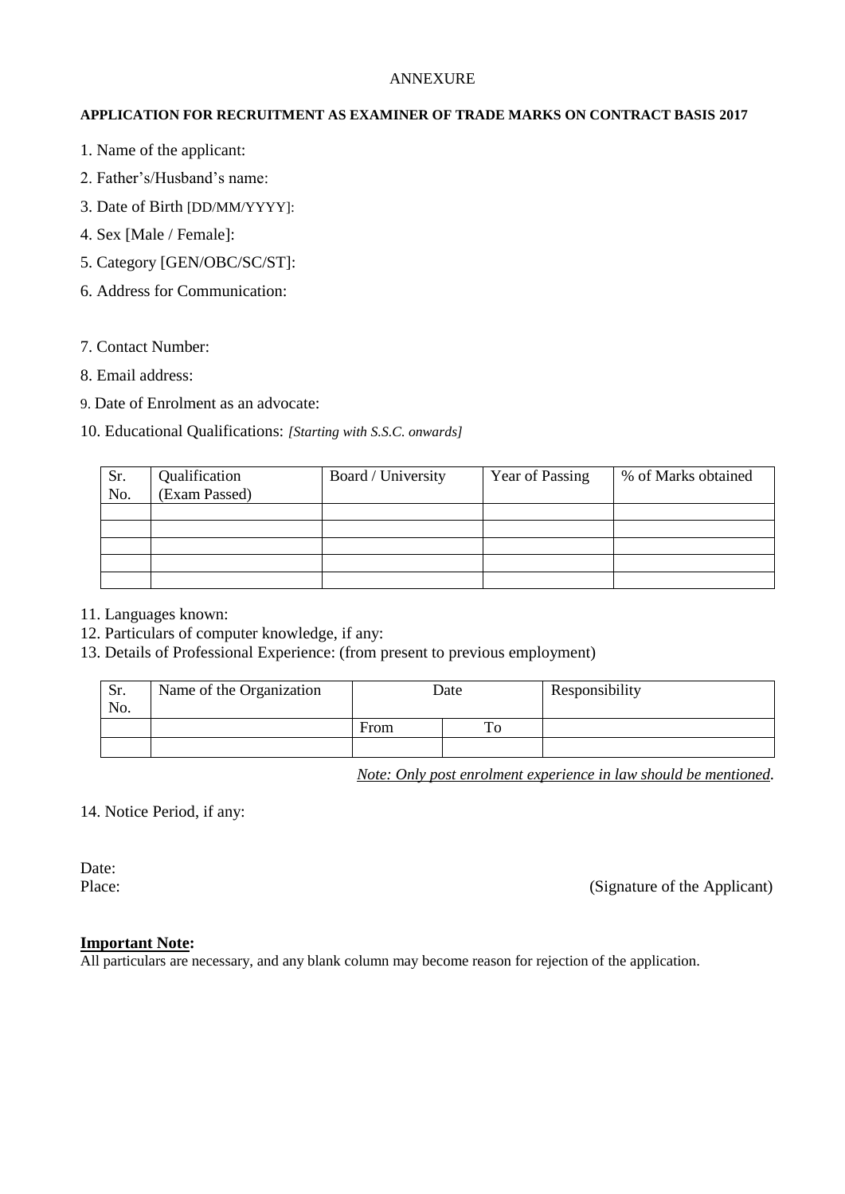ANNEXURE

**APPLICATION FOR RECRUITMENT AS EXAMINER OF TRADE MARKS ON CONTRACT BASIS 2017**

1. Name of the applicant:
2. Father's/Husband's name:
3. Date of Birth [DD/MM/YYYY]:
4. Sex [Male / Female]:
5. Category [GEN/OBC/SC/ST]:
6. Address for Communication:

7. Contact Number:
8. Email address:
9. Date of Enrolment as an advocate:
10. Educational Qualifications: *[Starting with S.S.C. onwards]*

| Sr. No. | Qualification (Exam Passed) | Board / University | Year of Passing | % of Marks obtained |
|---|---|---|---|---|
| | | | | |
| | | | | |
| | | | | |
| | | | | |
| | | | | |

11. Languages known:
12. Particulars of computer knowledge, if any:
13. Details of Professional Experience: (from present to previous employment)

| Sr. No. | Name of the Organization | Date | | Responsibility |
|---|---|---|---|---|
| | | From | To | |
| | | | | |

*<u>Note: Only post enrolment experience in law should be mentioned</u>.*

14. Notice Period, if any:

Date:
Place:

(Signature of the Applicant)

**<u>Important Note</u>:**
All particulars are necessary, and any blank column may become reason for rejection of the application.